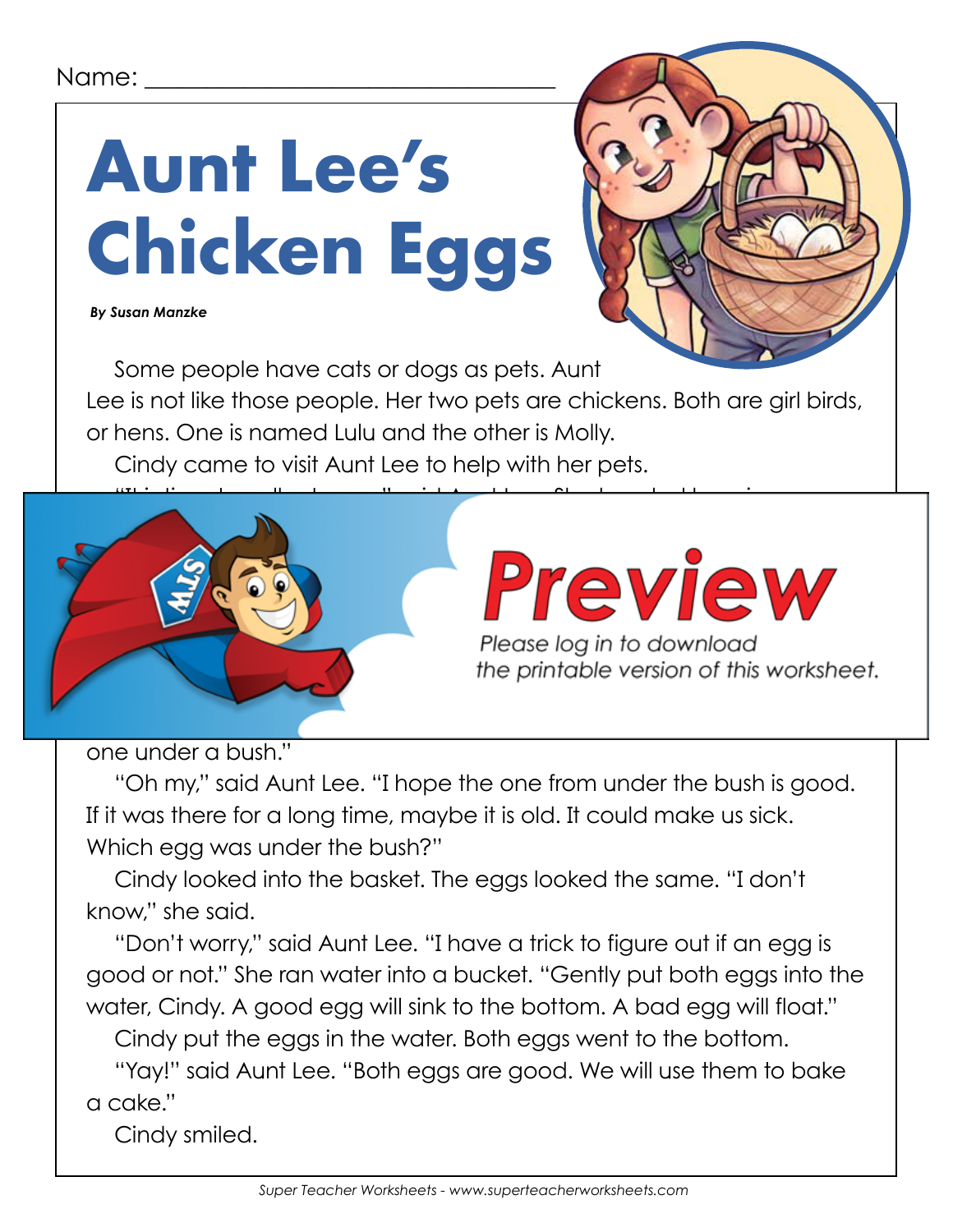Name: ___________________________________

# Aunt Lee's Chicken Eggs

***By Susan Manzke***

Some people have cats or dogs as pets. Aunt Lee is not like those people. Her two pets are chickens. Both are girl birds, or hens. One is named Lulu and the other is Molly.

Cindy came to visit Aunt Lee to help with her pets.

**Preview**

*Please log in to download the printable version of this worksheet.*

one under a bush."

"Oh my," said Aunt Lee. "I hope the one from under the bush is good. If it was there for a long time, maybe it is old. It could make us sick. Which egg was under the bush?"

Cindy looked into the basket. The eggs looked the same. "I don't know," she said.

"Don't worry," said Aunt Lee. "I have a trick to figure out if an egg is good or not." She ran water into a bucket. "Gently put both eggs into the water, Cindy. A good egg will sink to the bottom. A bad egg will float."

Cindy put the eggs in the water. Both eggs went to the bottom.

"Yay!" said Aunt Lee. "Both eggs are good. We will use them to bake a cake."

Cindy smiled.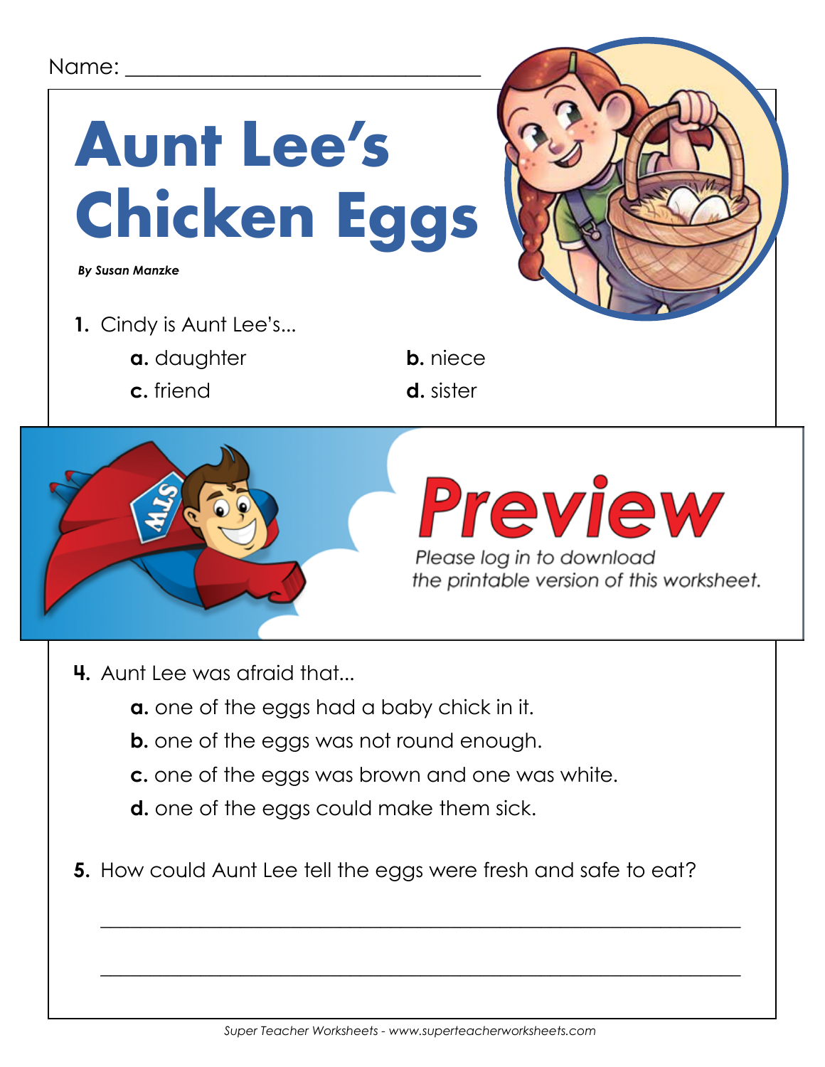Name: ______________________________

# Aunt Lee's Chicken Eggs

***By Susan Manzke***

**1.** Cindy is Aunt Lee's...

**a.** daughter

**b.** niece

**c.** friend

**d.** sister

**Preview**

Please log in to download the printable version of this worksheet.

**4.** Aunt Lee was afraid that...

**a.** one of the eggs had a baby chick in it.

**b.** one of the eggs was not round enough.

**c.** one of the eggs was brown and one was white.

**d.** one of the eggs could make them sick.

**5.** How could Aunt Lee tell the eggs were fresh and safe to eat?

______________________________________________________________

______________________________________________________________

*Super Teacher Worksheets - www.superteacherworksheets.com*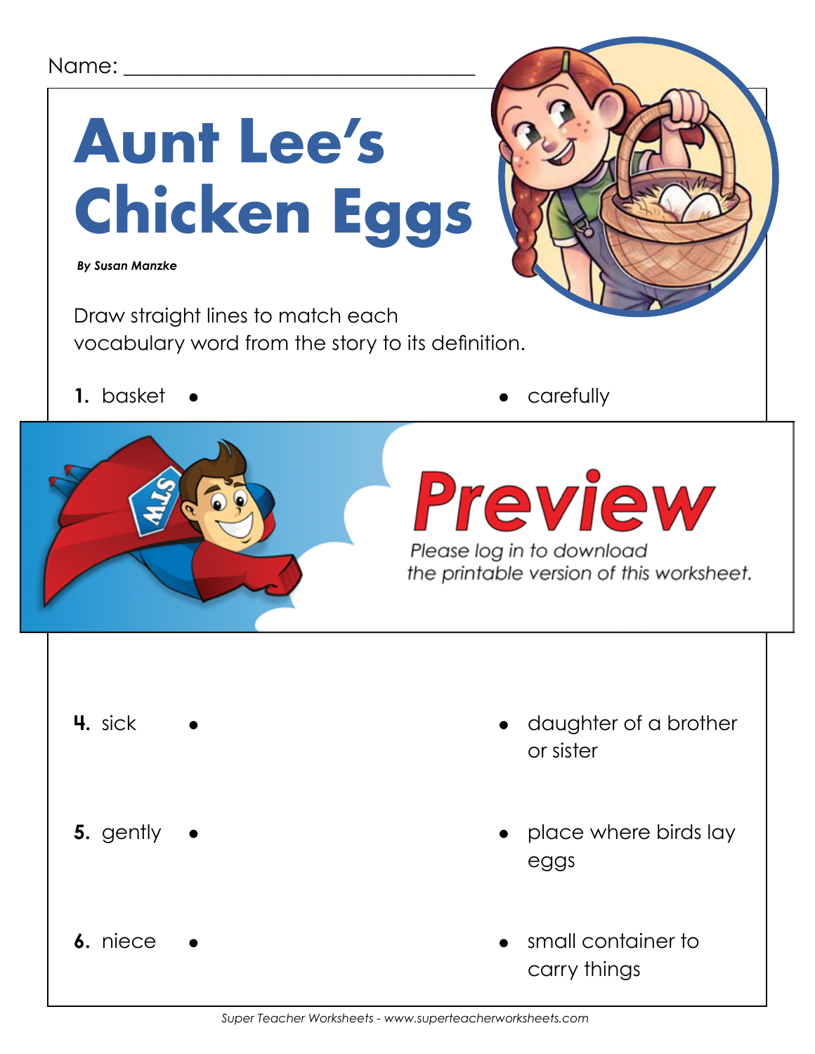Name: ___________________________

# Aunt Lee's Chicken Eggs

***By Susan Manzke***

Draw straight lines to match each vocabulary word from the story to its definition.

**1.** basket • • carefully

Preview

Please log in to download the printable version of this worksheet.

**4.** sick • • daughter of a brother or sister

**5.** gently • • place where birds lay eggs

**6.** niece • • small container to carry things

*Super Teacher Worksheets - www.superteacherworksheets.com*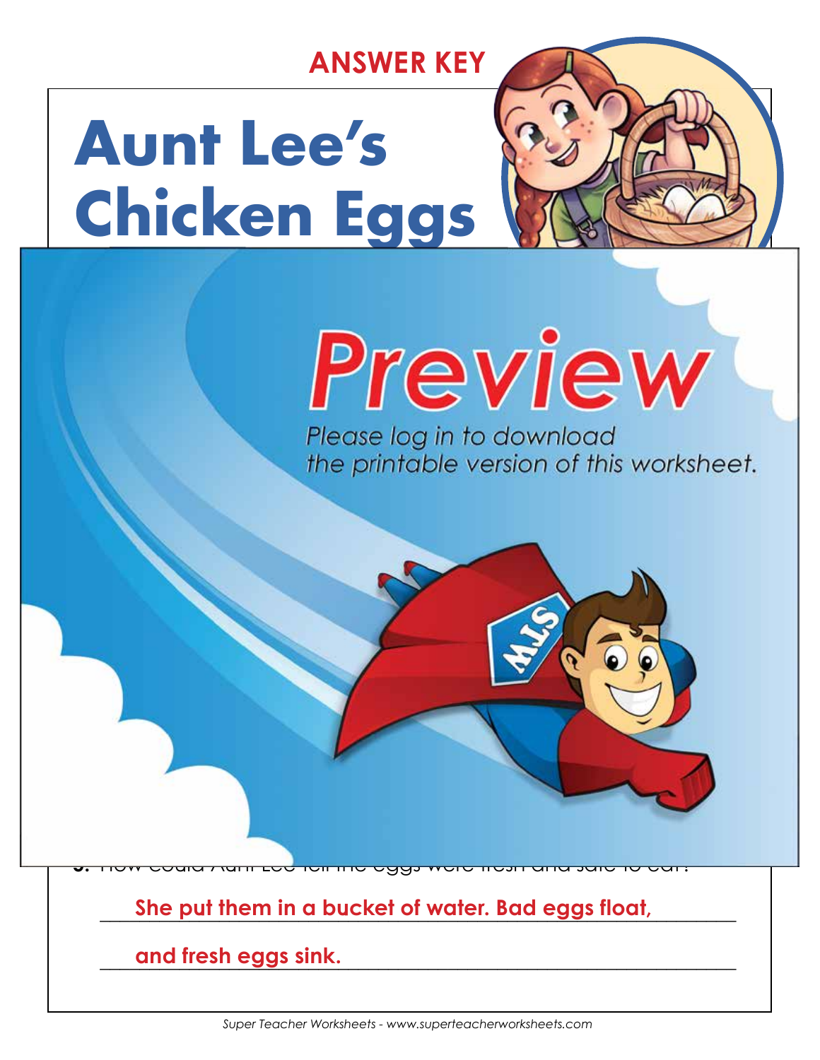**ANSWER KEY**

# Aunt Lee's Chicken Eggs

Preview

Please log in to download the printable version of this worksheet.

5. How could Aunt Lee tell the eggs were fresh and safe to eat?

**She put them in a bucket of water. Bad eggs float, and fresh eggs sink.**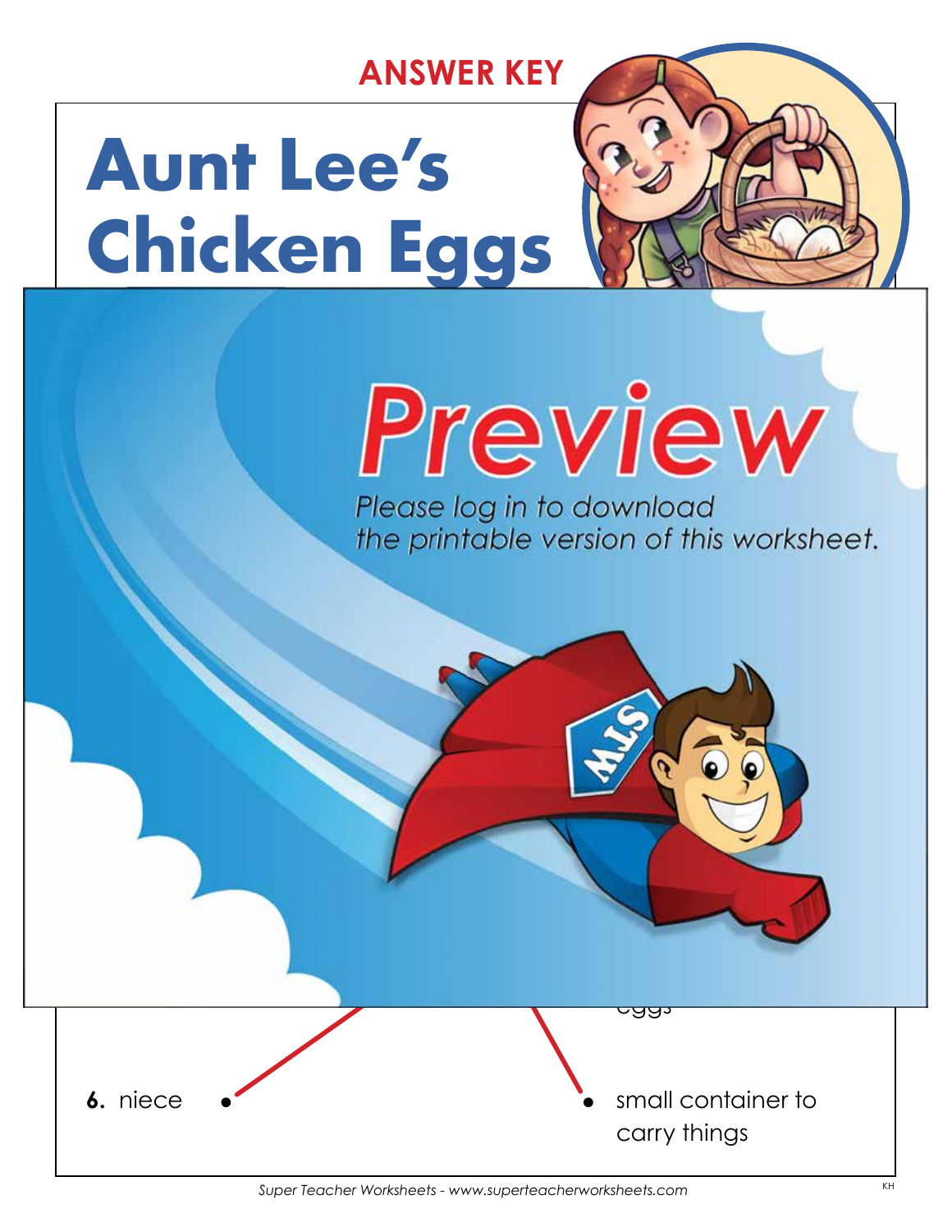ANSWER KEY

# Aunt Lee's Chicken Eggs

Preview

Please log in to download the printable version of this worksheet.

eggs

**6.** niece

small container to carry things